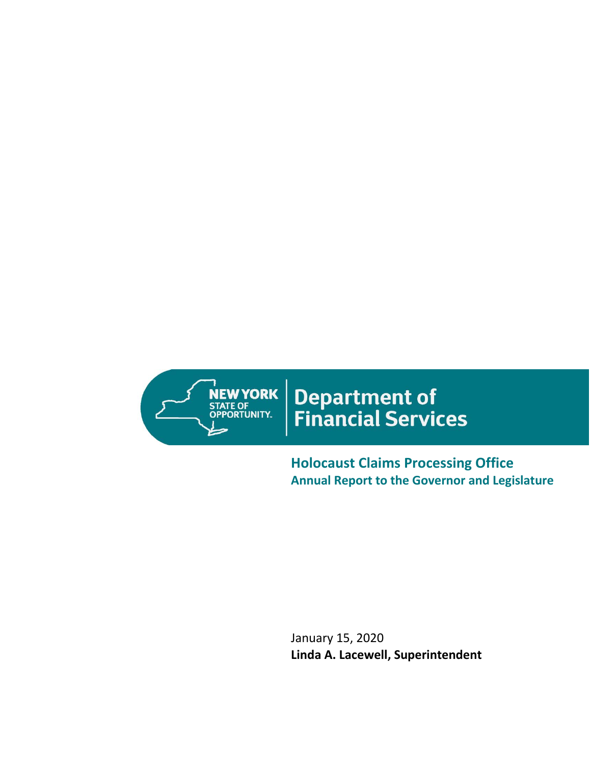NEW YORK STATE OF OPPORTUNITY.

# Department of Financial Services

## Holocaust Claims Processing Office

### Annual Report to the Governor and Legislature

January 15, 2020

**Linda A. Lacewell, Superintendent**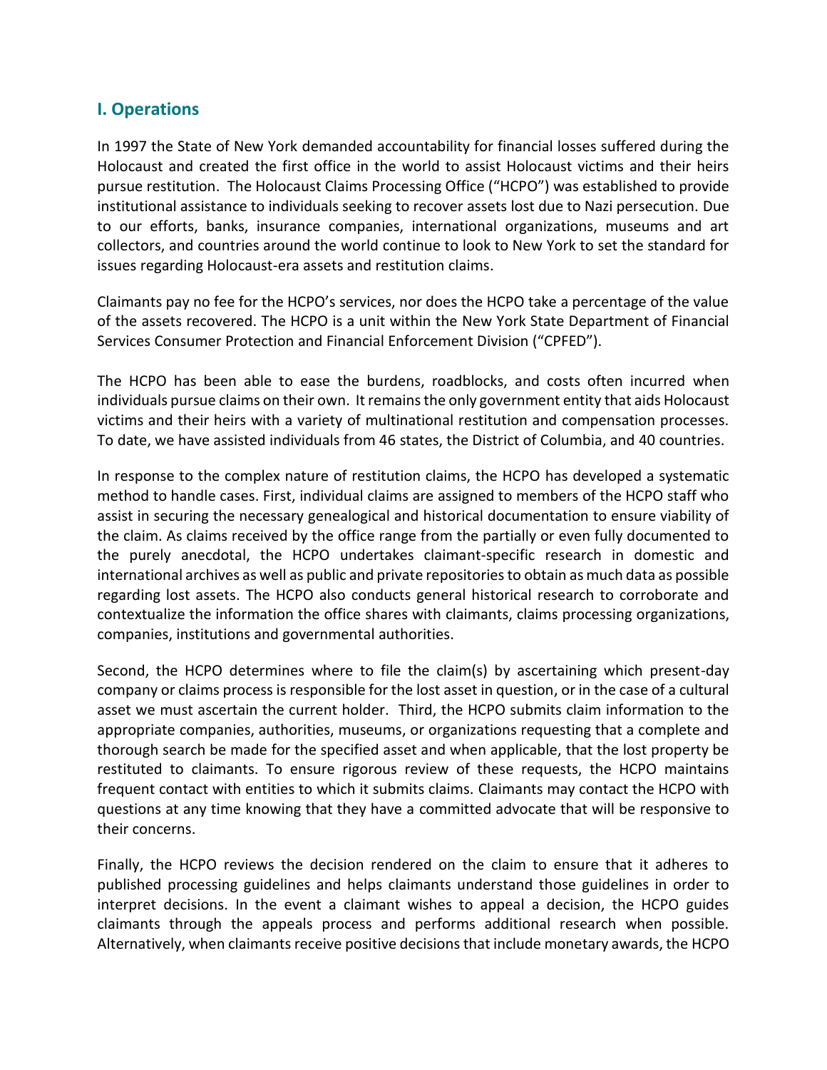## I. Operations

In 1997 the State of New York demanded accountability for financial losses suffered during the Holocaust and created the first office in the world to assist Holocaust victims and their heirs pursue restitution. The Holocaust Claims Processing Office ("HCPO") was established to provide institutional assistance to individuals seeking to recover assets lost due to Nazi persecution. Due to our efforts, banks, insurance companies, international organizations, museums and art collectors, and countries around the world continue to look to New York to set the standard for issues regarding Holocaust-era assets and restitution claims.

Claimants pay no fee for the HCPO's services, nor does the HCPO take a percentage of the value of the assets recovered. The HCPO is a unit within the New York State Department of Financial Services Consumer Protection and Financial Enforcement Division ("CPFED").

The HCPO has been able to ease the burdens, roadblocks, and costs often incurred when individuals pursue claims on their own. It remains the only government entity that aids Holocaust victims and their heirs with a variety of multinational restitution and compensation processes. To date, we have assisted individuals from 46 states, the District of Columbia, and 40 countries.

In response to the complex nature of restitution claims, the HCPO has developed a systematic method to handle cases. First, individual claims are assigned to members of the HCPO staff who assist in securing the necessary genealogical and historical documentation to ensure viability of the claim. As claims received by the office range from the partially or even fully documented to the purely anecdotal, the HCPO undertakes claimant-specific research in domestic and international archives as well as public and private repositories to obtain as much data as possible regarding lost assets. The HCPO also conducts general historical research to corroborate and contextualize the information the office shares with claimants, claims processing organizations, companies, institutions and governmental authorities.

Second, the HCPO determines where to file the claim(s) by ascertaining which present-day company or claims process is responsible for the lost asset in question, or in the case of a cultural asset we must ascertain the current holder. Third, the HCPO submits claim information to the appropriate companies, authorities, museums, or organizations requesting that a complete and thorough search be made for the specified asset and when applicable, that the lost property be restituted to claimants. To ensure rigorous review of these requests, the HCPO maintains frequent contact with entities to which it submits claims. Claimants may contact the HCPO with questions at any time knowing that they have a committed advocate that will be responsive to their concerns.

Finally, the HCPO reviews the decision rendered on the claim to ensure that it adheres to published processing guidelines and helps claimants understand those guidelines in order to interpret decisions. In the event a claimant wishes to appeal a decision, the HCPO guides claimants through the appeals process and performs additional research when possible. Alternatively, when claimants receive positive decisions that include monetary awards, the HCPO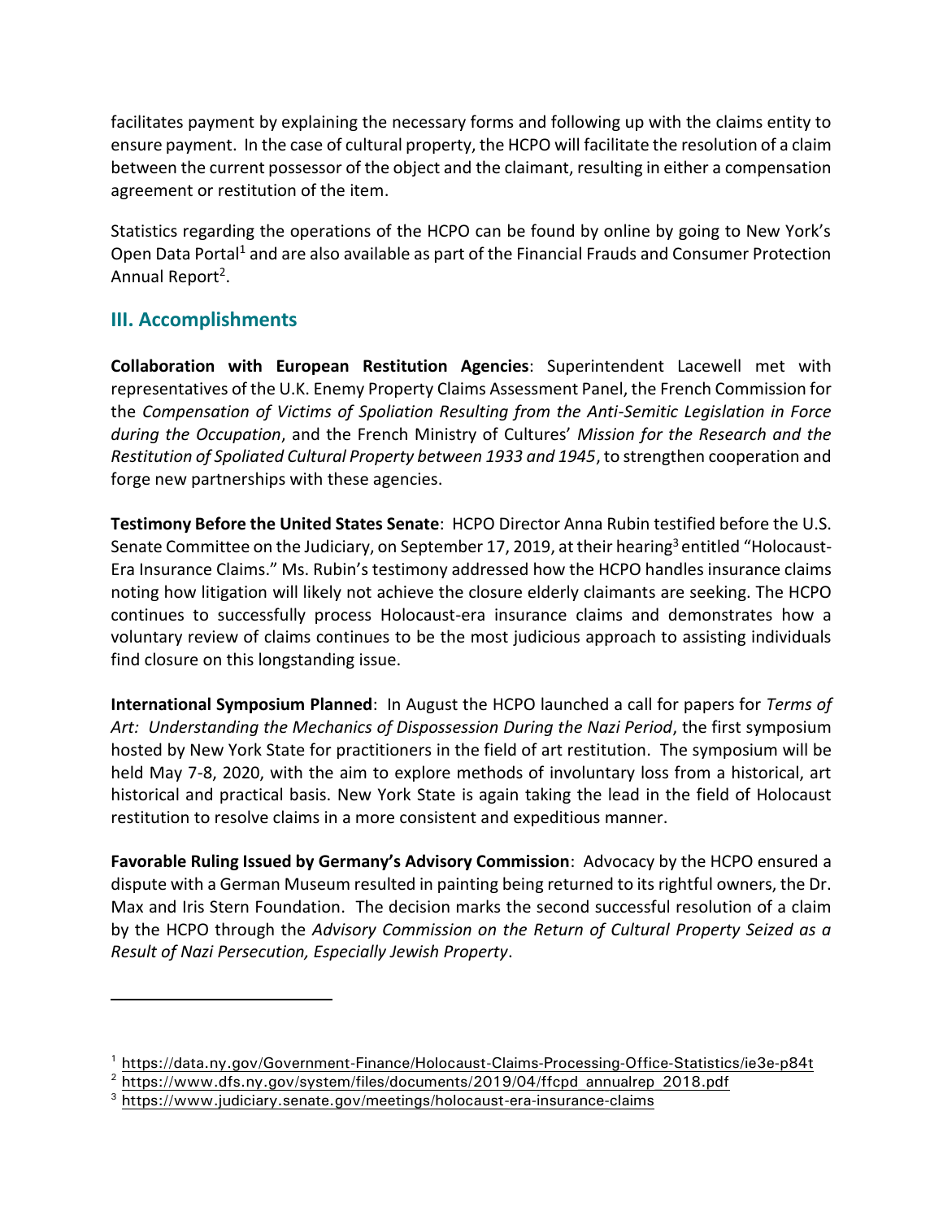facilitates payment by explaining the necessary forms and following up with the claims entity to ensure payment. In the case of cultural property, the HCPO will facilitate the resolution of a claim between the current possessor of the object and the claimant, resulting in either a compensation agreement or restitution of the item.

Statistics regarding the operations of the HCPO can be found by online by going to New York's Open Data Portal[1] and are also available as part of the Financial Frauds and Consumer Protection Annual Report[2].

## III. Accomplishments

**Collaboration with European Restitution Agencies**: Superintendent Lacewell met with representatives of the U.K. Enemy Property Claims Assessment Panel, the French Commission for the *Compensation of Victims of Spoliation Resulting from the Anti-Semitic Legislation in Force during the Occupation*, and the French Ministry of Cultures' *Mission for the Research and the Restitution of Spoliated Cultural Property between 1933 and 1945*, to strengthen cooperation and forge new partnerships with these agencies.

**Testimony Before the United States Senate**: HCPO Director Anna Rubin testified before the U.S. Senate Committee on the Judiciary, on September 17, 2019, at their hearing[3] entitled "Holocaust-Era Insurance Claims." Ms. Rubin's testimony addressed how the HCPO handles insurance claims noting how litigation will likely not achieve the closure elderly claimants are seeking. The HCPO continues to successfully process Holocaust-era insurance claims and demonstrates how a voluntary review of claims continues to be the most judicious approach to assisting individuals find closure on this longstanding issue.

**International Symposium Planned**: In August the HCPO launched a call for papers for *Terms of Art: Understanding the Mechanics of Dispossession During the Nazi Period*, the first symposium hosted by New York State for practitioners in the field of art restitution. The symposium will be held May 7-8, 2020, with the aim to explore methods of involuntary loss from a historical, art historical and practical basis. New York State is again taking the lead in the field of Holocaust restitution to resolve claims in a more consistent and expeditious manner.

**Favorable Ruling Issued by Germany's Advisory Commission**: Advocacy by the HCPO ensured a dispute with a German Museum resulted in painting being returned to its rightful owners, the Dr. Max and Iris Stern Foundation. The decision marks the second successful resolution of a claim by the HCPO through the *Advisory Commission on the Return of Cultural Property Seized as a Result of Nazi Persecution, Especially Jewish Property*.

---

[1] https://data.ny.gov/Government-Finance/Holocaust-Claims-Processing-Office-Statistics/ie3e-p84t

[2] https://www.dfs.ny.gov/system/files/documents/2019/04/ffcpd_annualrep_2018.pdf

[3] https://www.judiciary.senate.gov/meetings/holocaust-era-insurance-claims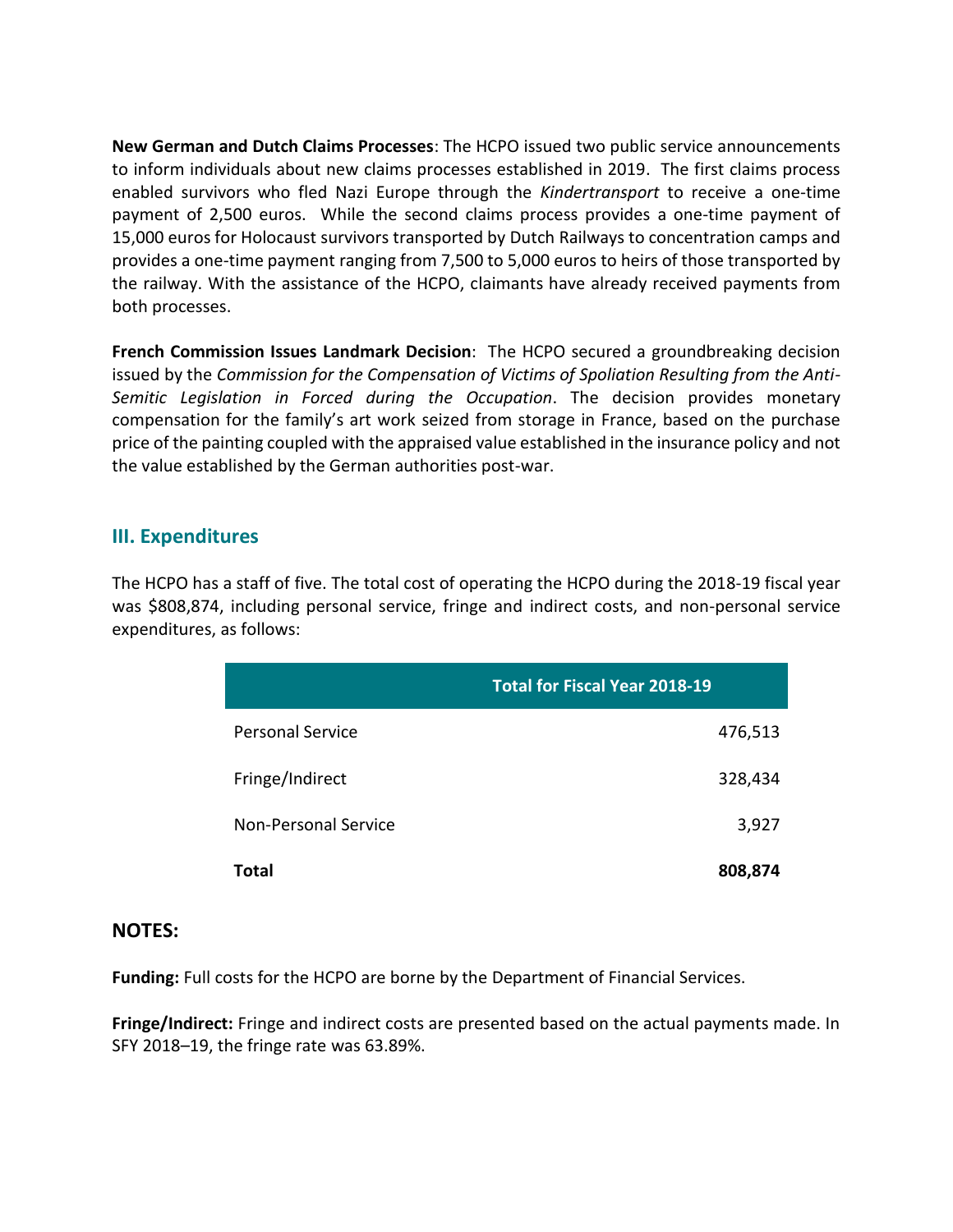**New German and Dutch Claims Processes**: The HCPO issued two public service announcements to inform individuals about new claims processes established in 2019. The first claims process enabled survivors who fled Nazi Europe through the *Kindertransport* to receive a one-time payment of 2,500 euros. While the second claims process provides a one-time payment of 15,000 euros for Holocaust survivors transported by Dutch Railways to concentration camps and provides a one-time payment ranging from 7,500 to 5,000 euros to heirs of those transported by the railway. With the assistance of the HCPO, claimants have already received payments from both processes.

**French Commission Issues Landmark Decision**: The HCPO secured a groundbreaking decision issued by the *Commission for the Compensation of Victims of Spoliation Resulting from the Anti-Semitic Legislation in Forced during the Occupation*. The decision provides monetary compensation for the family's art work seized from storage in France, based on the purchase price of the painting coupled with the appraised value established in the insurance policy and not the value established by the German authorities post-war.

## III. Expenditures

The HCPO has a staff of five. The total cost of operating the HCPO during the 2018-19 fiscal year was $808,874, including personal service, fringe and indirect costs, and non-personal service expenditures, as follows:

| | Total for Fiscal Year 2018-19 |
|---|---|
| Personal Service | 476,513 |
| Fringe/Indirect | 328,434 |
| Non-Personal Service | 3,927 |
| **Total** | **808,874** |

## NOTES:

**Funding:** Full costs for the HCPO are borne by the Department of Financial Services.

**Fringe/Indirect:** Fringe and indirect costs are presented based on the actual payments made. In SFY 2018–19, the fringe rate was 63.89%.